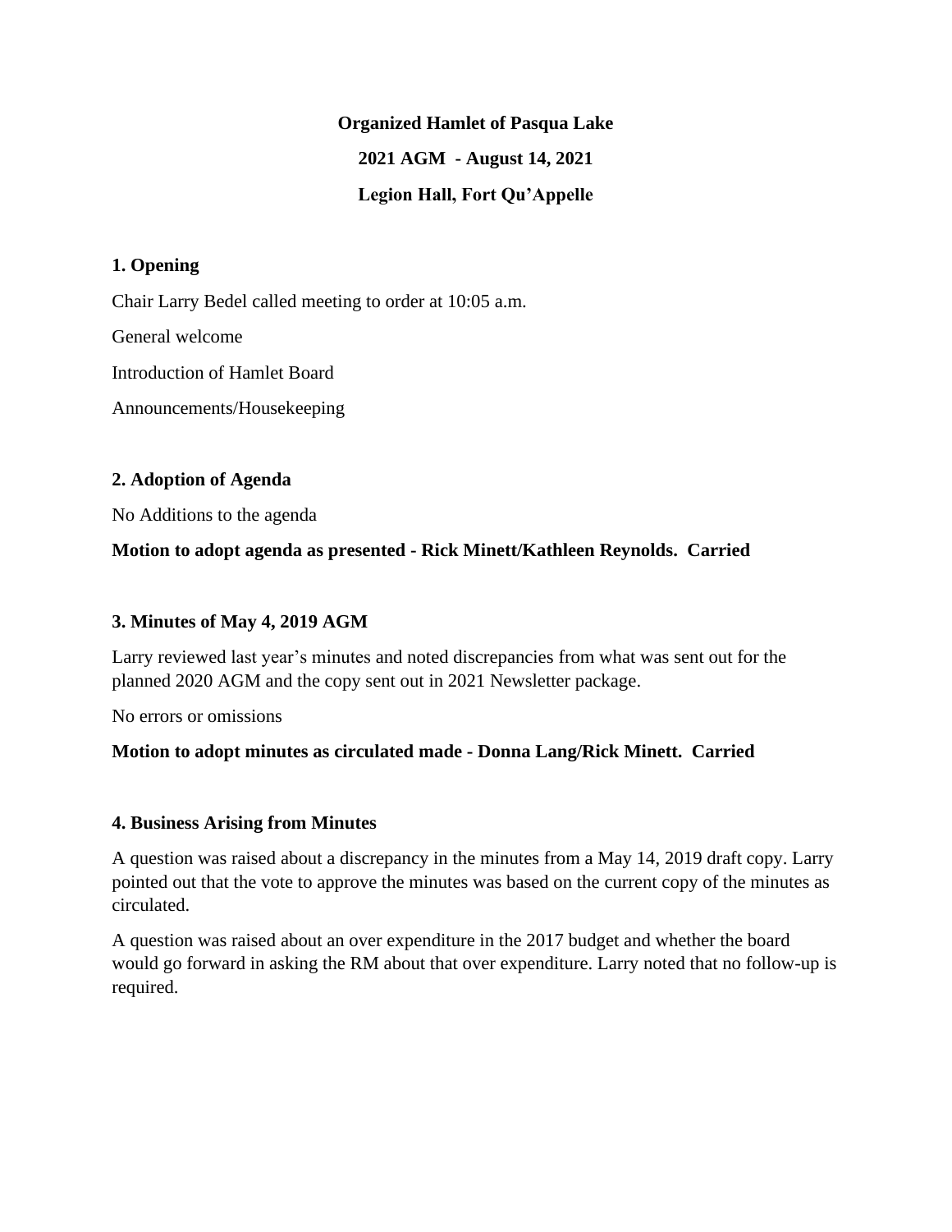**Organized Hamlet of Pasqua Lake**

**2021 AGM - August 14, 2021**

**Legion Hall, Fort Qu'Appelle**

### 1. Opening

Chair Larry Bedel called meeting to order at 10:05 a.m.

General welcome

Introduction of Hamlet Board

Announcements/Housekeeping

### 2. Adoption of Agenda

No Additions to the agenda

**Motion to adopt agenda as presented - Rick Minett/Kathleen Reynolds. Carried**

### 3. Minutes of May 4, 2019 AGM

Larry reviewed last year's minutes and noted discrepancies from what was sent out for the planned 2020 AGM and the copy sent out in 2021 Newsletter package.

No errors or omissions

**Motion to adopt minutes as circulated made - Donna Lang/Rick Minett. Carried**

### 4. Business Arising from Minutes

A question was raised about a discrepancy in the minutes from a May 14, 2019 draft copy. Larry pointed out that the vote to approve the minutes was based on the current copy of the minutes as circulated.

A question was raised about an over expenditure in the 2017 budget and whether the board would go forward in asking the RM about that over expenditure. Larry noted that no follow-up is required.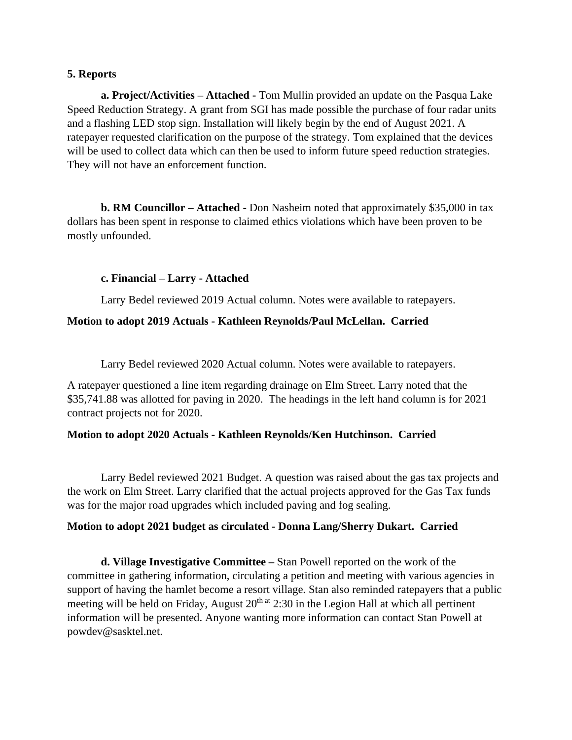**5. Reports**

**a. Project/Activities – Attached -** Tom Mullin provided an update on the Pasqua Lake Speed Reduction Strategy. A grant from SGI has made possible the purchase of four radar units and a flashing LED stop sign. Installation will likely begin by the end of August 2021. A ratepayer requested clarification on the purpose of the strategy. Tom explained that the devices will be used to collect data which can then be used to inform future speed reduction strategies. They will not have an enforcement function.

**b. RM Councillor – Attached -** Don Nasheim noted that approximately $35,000 in tax dollars has been spent in response to claimed ethics violations which have been proven to be mostly unfounded.

**c. Financial – Larry - Attached**

Larry Bedel reviewed 2019 Actual column. Notes were available to ratepayers.

**Motion to adopt 2019 Actuals - Kathleen Reynolds/Paul McLellan. Carried**

Larry Bedel reviewed 2020 Actual column. Notes were available to ratepayers.

A ratepayer questioned a line item regarding drainage on Elm Street. Larry noted that the $35,741.88 was allotted for paving in 2020. The headings in the left hand column is for 2021 contract projects not for 2020.

**Motion to adopt 2020 Actuals - Kathleen Reynolds/Ken Hutchinson. Carried**

Larry Bedel reviewed 2021 Budget. A question was raised about the gas tax projects and the work on Elm Street. Larry clarified that the actual projects approved for the Gas Tax funds was for the major road upgrades which included paving and fog sealing.

**Motion to adopt 2021 budget as circulated - Donna Lang/Sherry Dukart. Carried**

**d. Village Investigative Committee –** Stan Powell reported on the work of the committee in gathering information, circulating a petition and meeting with various agencies in support of having the hamlet become a resort village. Stan also reminded ratepayers that a public meeting will be held on Friday, August 20th at 2:30 in the Legion Hall at which all pertinent information will be presented. Anyone wanting more information can contact Stan Powell at powdev@sasktel.net.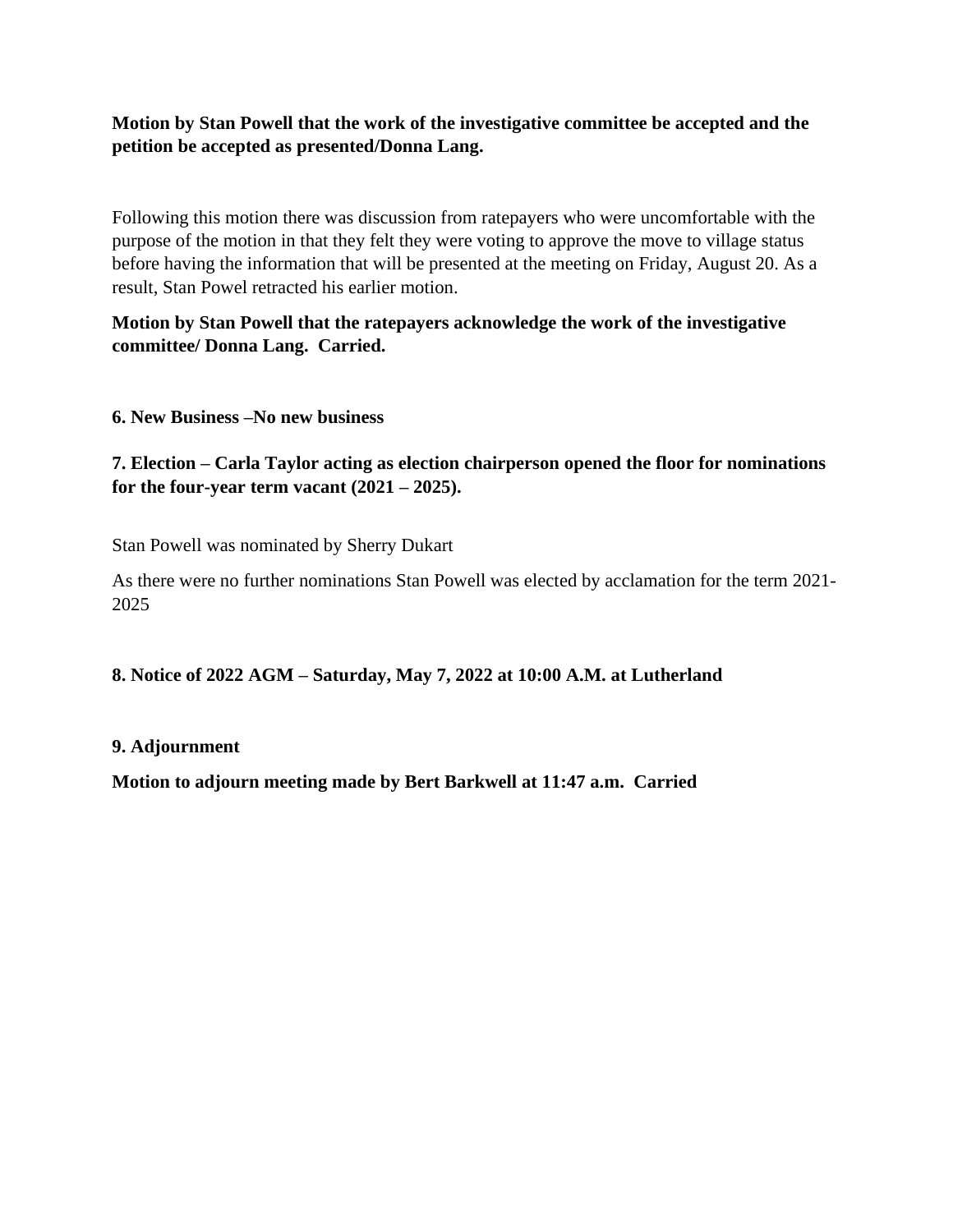**Motion by Stan Powell that the work of the investigative committee be accepted and the petition be accepted as presented/Donna Lang.**

Following this motion there was discussion from ratepayers who were uncomfortable with the purpose of the motion in that they felt they were voting to approve the move to village status before having the information that will be presented at the meeting on Friday, August 20. As a result, Stan Powel retracted his earlier motion.

**Motion by Stan Powell that the ratepayers acknowledge the work of the investigative committee/ Donna Lang. Carried.**

**6. New Business –No new business**

**7. Election – Carla Taylor acting as election chairperson opened the floor for nominations for the four-year term vacant (2021 – 2025).**

Stan Powell was nominated by Sherry Dukart

As there were no further nominations Stan Powell was elected by acclamation for the term 2021-2025

**8. Notice of 2022 AGM – Saturday, May 7, 2022 at 10:00 A.M. at Lutherland**

**9. Adjournment**

**Motion to adjourn meeting made by Bert Barkwell at 11:47 a.m. Carried**